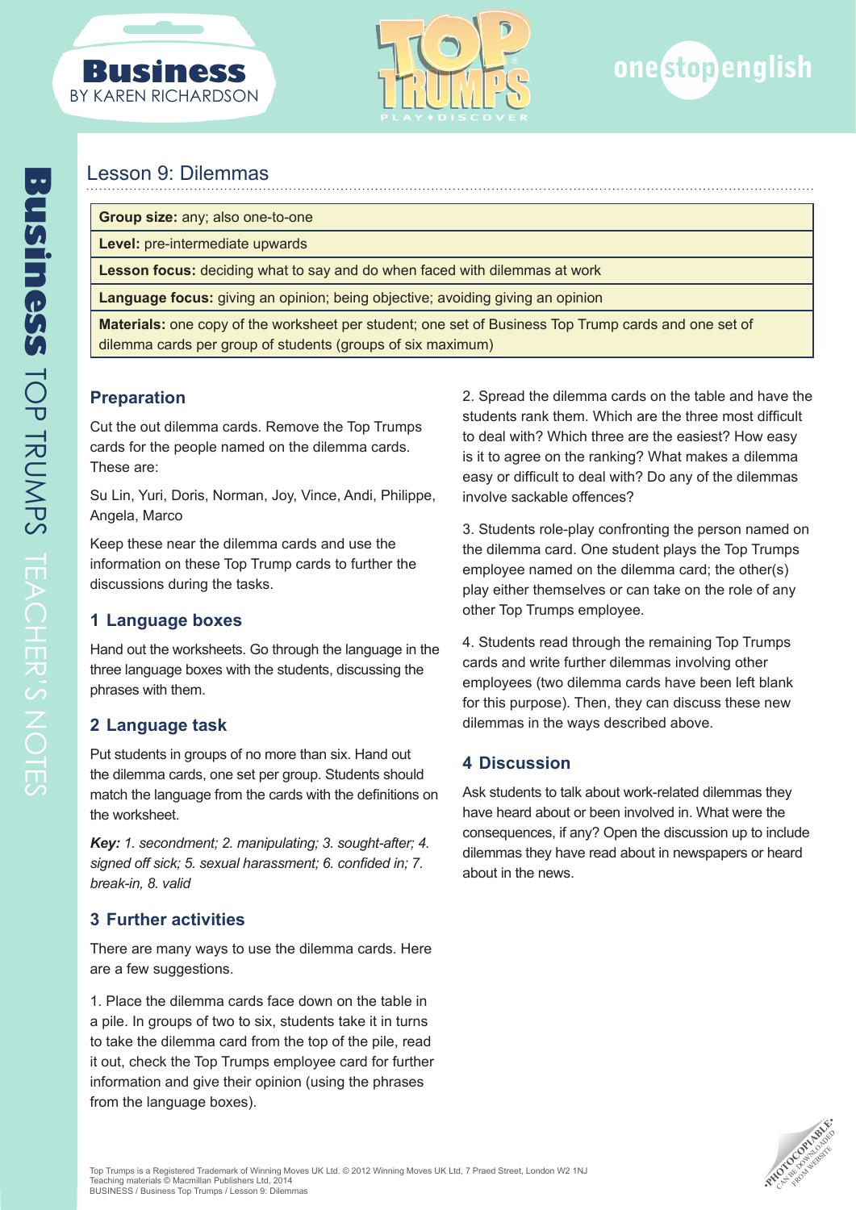# Lesson 9: Dilemmas

| | |
|---|---|
| **Group size:** any; also one-to-one | |
| **Level:** pre-intermediate upwards | |
| **Lesson focus:** deciding what to say and do when faced with dilemmas at work | |
| **Language focus:** giving an opinion; being objective; avoiding giving an opinion | |
| **Materials:** one copy of the worksheet per student; one set of Business Top Trump cards and one set of dilemma cards per group of students (groups of six maximum) | |

## Preparation

Cut the out dilemma cards. Remove the Top Trumps cards for the people named on the dilemma cards. These are:

Su Lin, Yuri, Doris, Norman, Joy, Vince, Andi, Philippe, Angela, Marco

Keep these near the dilemma cards and use the information on these Top Trump cards to further the discussions during the tasks.

## 1 Language boxes

Hand out the worksheets. Go through the language in the three language boxes with the students, discussing the phrases with them.

## 2 Language task

Put students in groups of no more than six. Hand out the dilemma cards, one set per group. Students should match the language from the cards with the definitions on the worksheet.

***Key:** 1. secondment; 2. manipulating; 3. sought-after; 4. signed off sick; 5. sexual harassment; 6. confided in; 7. break-in, 8. valid*

## 3 Further activities

There are many ways to use the dilemma cards. Here are a few suggestions.

1. Place the dilemma cards face down on the table in a pile. In groups of two to six, students take it in turns to take the dilemma card from the top of the pile, read it out, check the Top Trumps employee card for further information and give their opinion (using the phrases from the language boxes).

2. Spread the dilemma cards on the table and have the students rank them. Which are the three most difficult to deal with? Which three are the easiest? How easy is it to agree on the ranking? What makes a dilemma easy or difficult to deal with? Do any of the dilemmas involve sackable offences?

3. Students role-play confronting the person named on the dilemma card. One student plays the Top Trumps employee named on the dilemma card; the other(s) play either themselves or can take on the role of any other Top Trumps employee.

4. Students read through the remaining Top Trumps cards and write further dilemmas involving other employees (two dilemma cards have been left blank for this purpose). Then, they can discuss these new dilemmas in the ways described above.

## 4 Discussion

Ask students to talk about work-related dilemmas they have heard about or been involved in. What were the consequences, if any? Open the discussion up to include dilemmas they have read about in newspapers or heard about in the news.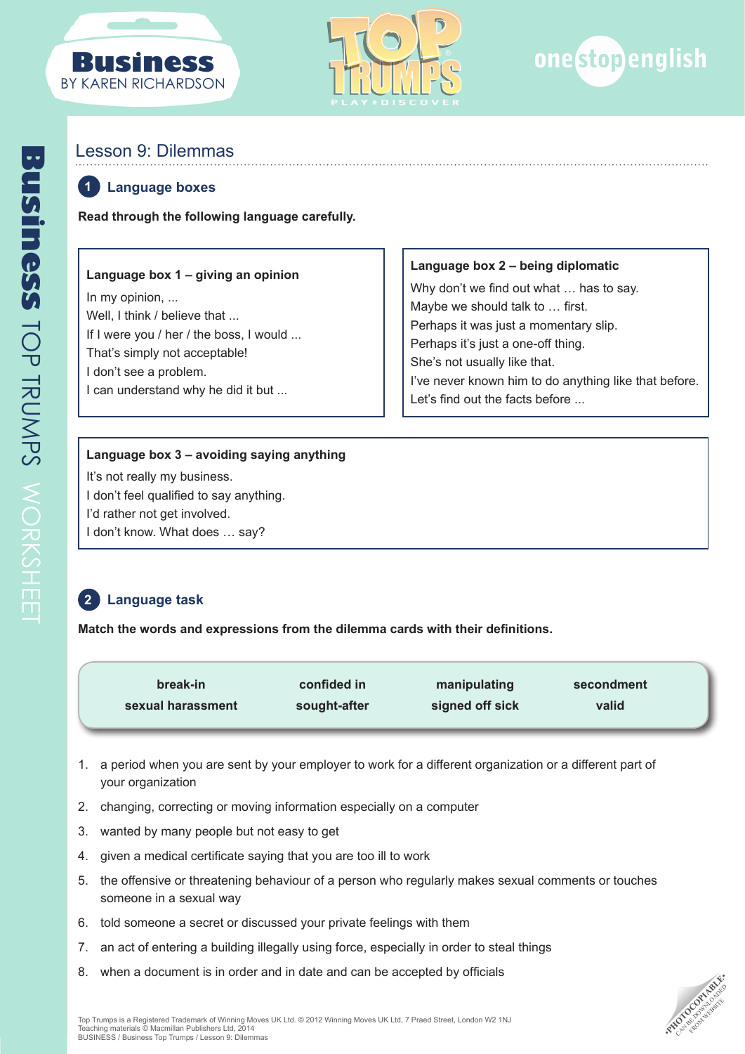## Lesson 9: Dilemmas

### 1 Language boxes

**Read through the following language carefully.**

**Language box 1 – giving an opinion**

In my opinion, ...
Well, I think / believe that ...
If I were you / her / the boss, I would ...
That's simply not acceptable!
I don't see a problem.
I can understand why he did it but ...

**Language box 2 – being diplomatic**

Why don't we find out what … has to say.
Maybe we should talk to … first.
Perhaps it was just a momentary slip.
Perhaps it's just a one-off thing.
She's not usually like that.
I've never known him to do anything like that before.
Let's find out the facts before ...

**Language box 3 – avoiding saying anything**

It's not really my business.
I don't feel qualified to say anything.
I'd rather not get involved.
I don't know. What does … say?

### 2 Language task

**Match the words and expressions from the dilemma cards with their definitions.**

| | | | |
|---|---|---|---|
| **break-in** | **confided in** | **manipulating** | **secondment** |
| **sexual harassment** | **sought-after** | **signed off sick** | **valid** |

1. a period when you are sent by your employer to work for a different organization or a different part of your organization
2. changing, correcting or moving information especially on a computer
3. wanted by many people but not easy to get
4. given a medical certificate saying that you are too ill to work
5. the offensive or threatening behaviour of a person who regularly makes sexual comments or touches someone in a sexual way
6. told someone a secret or discussed your private feelings with them
7. an act of entering a building illegally using force, especially in order to steal things
8. when a document is in order and in date and can be accepted by officials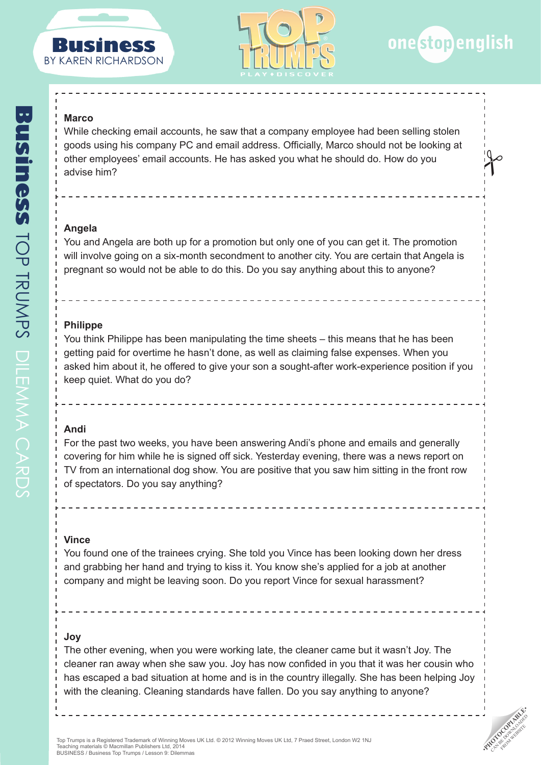**Marco**

While checking email accounts, he saw that a company employee had been selling stolen goods using his company PC and email address. Officially, Marco should not be looking at other employees' email accounts. He has asked you what he should do. How do you advise him?

**Angela**

You and Angela are both up for a promotion but only one of you can get it. The promotion will involve going on a six-month secondment to another city. You are certain that Angela is pregnant so would not be able to do this. Do you say anything about this to anyone?

**Philippe**

You think Philippe has been manipulating the time sheets – this means that he has been getting paid for overtime he hasn't done, as well as claiming false expenses. When you asked him about it, he offered to give your son a sought-after work-experience position if you keep quiet. What do you do?

**Andi**

For the past two weeks, you have been answering Andi's phone and emails and generally covering for him while he is signed off sick. Yesterday evening, there was a news report on TV from an international dog show. You are positive that you saw him sitting in the front row of spectators. Do you say anything?

**Vince**

You found one of the trainees crying. She told you Vince has been looking down her dress and grabbing her hand and trying to kiss it. You know she's applied for a job at another company and might be leaving soon. Do you report Vince for sexual harassment?

**Joy**

The other evening, when you were working late, the cleaner came but it wasn't Joy. The cleaner ran away when she saw you. Joy has now confided in you that it was her cousin who has escaped a bad situation at home and is in the country illegally. She has been helping Joy with the cleaning. Cleaning standards have fallen. Do you say anything to anyone?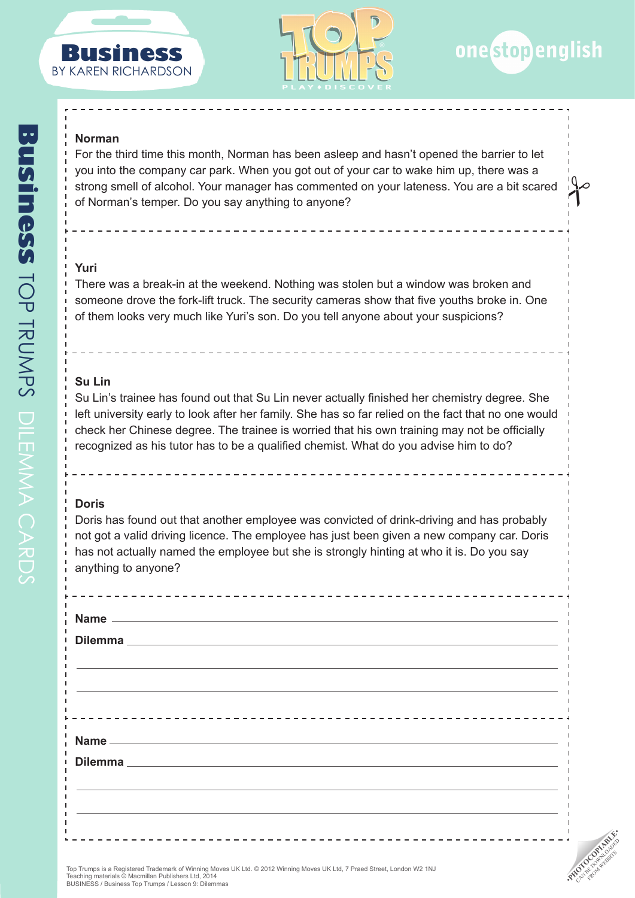**Norman**

For the third time this month, Norman has been asleep and hasn't opened the barrier to let you into the company car park. When you got out of your car to wake him up, there was a strong smell of alcohol. Your manager has commented on your lateness. You are a bit scared of Norman's temper. Do you say anything to anyone?

**Yuri**

There was a break-in at the weekend. Nothing was stolen but a window was broken and someone drove the fork-lift truck. The security cameras show that five youths broke in. One of them looks very much like Yuri's son. Do you tell anyone about your suspicions?

**Su Lin**

Su Lin's trainee has found out that Su Lin never actually finished her chemistry degree. She left university early to look after her family. She has so far relied on the fact that no one would check her Chinese degree. The trainee is worried that his own training may not be officially recognized as his tutor has to be a qualified chemist. What do you advise him to do?

**Doris**

Doris has found out that another employee was convicted of drink-driving and has probably not got a valid driving licence. The employee has just been given a new company car. Doris has not actually named the employee but she is strongly hinting at who it is. Do you say anything to anyone?

**Name** ______________________________

**Dilemma** ______________________________

______________________________

______________________________

**Name** ______________________________

**Dilemma** ______________________________

______________________________

______________________________